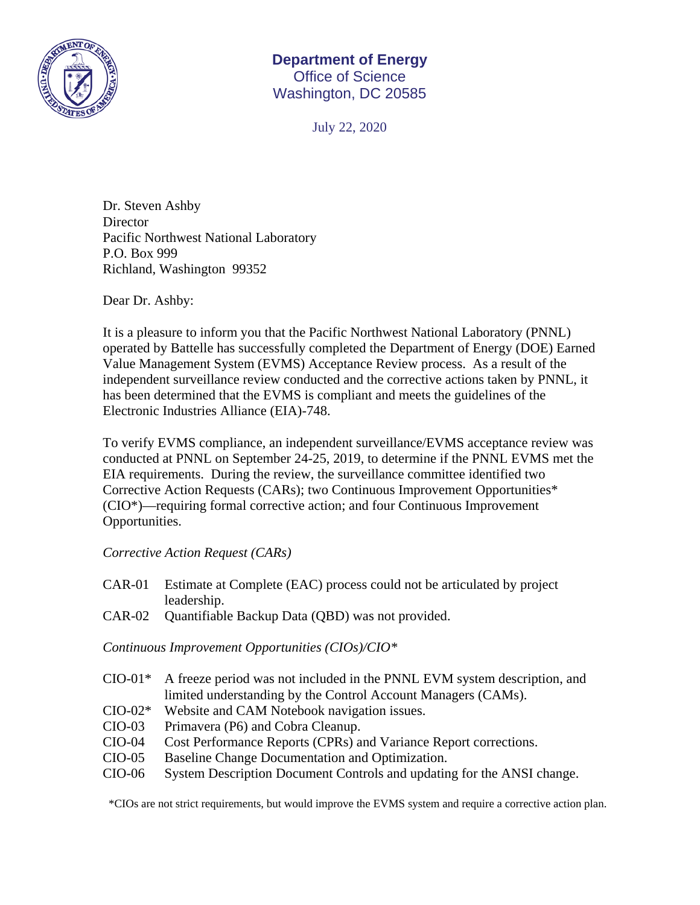**Department of Energy**
Office of Science
Washington, DC 20585

July 22, 2020

Dr. Steven Ashby
Director
Pacific Northwest National Laboratory
P.O. Box 999
Richland, Washington 99352

Dear Dr. Ashby:

It is a pleasure to inform you that the Pacific Northwest National Laboratory (PNNL) operated by Battelle has successfully completed the Department of Energy (DOE) Earned Value Management System (EVMS) Acceptance Review process. As a result of the independent surveillance review conducted and the corrective actions taken by PNNL, it has been determined that the EVMS is compliant and meets the guidelines of the Electronic Industries Alliance (EIA)-748.

To verify EVMS compliance, an independent surveillance/EVMS acceptance review was conducted at PNNL on September 24-25, 2019, to determine if the PNNL EVMS met the EIA requirements. During the review, the surveillance committee identified two Corrective Action Requests (CARs); two Continuous Improvement Opportunities* (CIO*)—requiring formal corrective action; and four Continuous Improvement Opportunities.

*Corrective Action Request (CARs)*

- CAR-01 Estimate at Complete (EAC) process could not be articulated by project leadership.
- CAR-02 Quantifiable Backup Data (QBD) was not provided.

*Continuous Improvement Opportunities (CIOs)/CIO**

- CIO-01* A freeze period was not included in the PNNL EVM system description, and limited understanding by the Control Account Managers (CAMs).
- CIO-02* Website and CAM Notebook navigation issues.
- CIO-03 Primavera (P6) and Cobra Cleanup.
- CIO-04 Cost Performance Reports (CPRs) and Variance Report corrections.
- CIO-05 Baseline Change Documentation and Optimization.
- CIO-06 System Description Document Controls and updating for the ANSI change.

*CIOs are not strict requirements, but would improve the EVMS system and require a corrective action plan.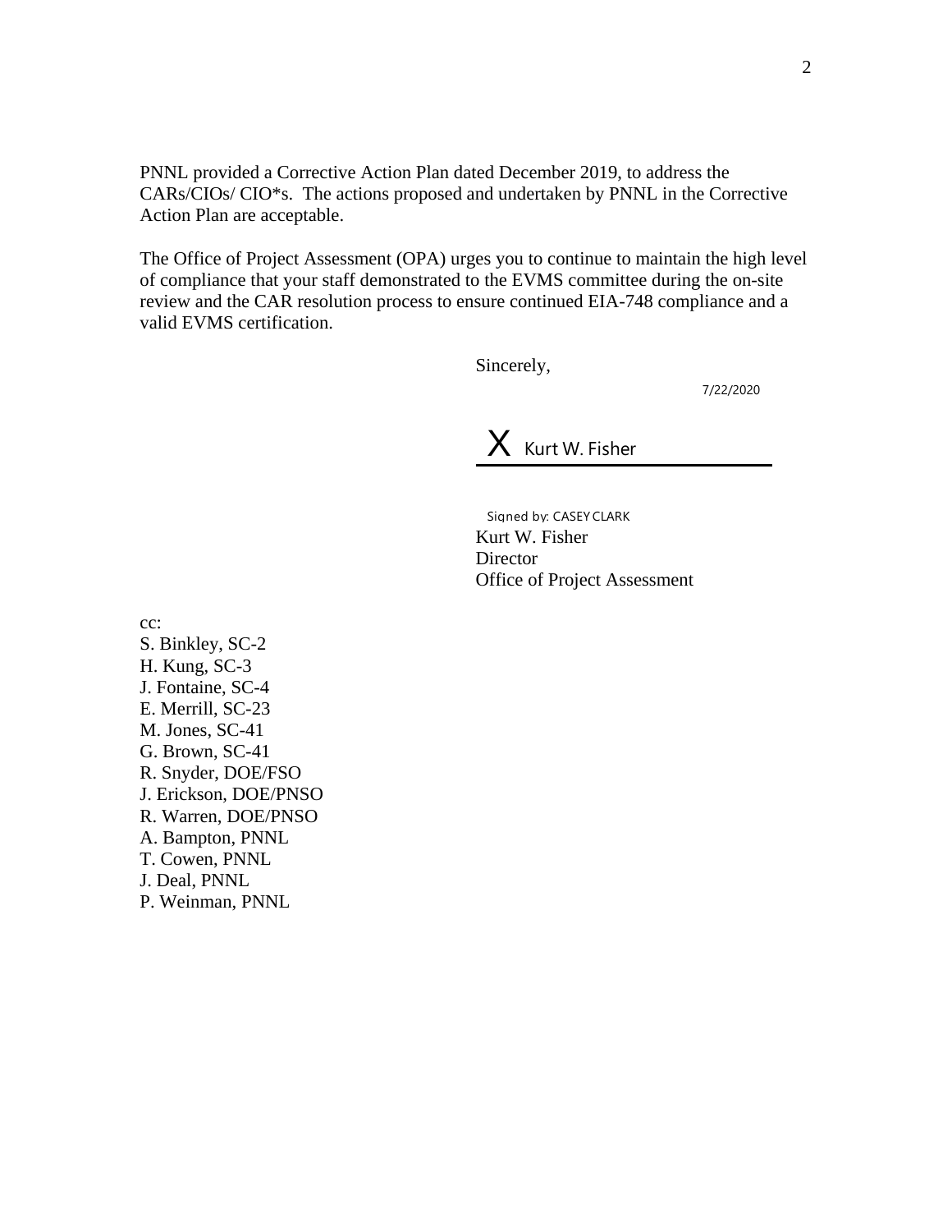PNNL provided a Corrective Action Plan dated December 2019, to address the CARs/CIOs/ CIO*s. The actions proposed and undertaken by PNNL in the Corrective Action Plan are acceptable.

The Office of Project Assessment (OPA) urges you to continue to maintain the high level of compliance that your staff demonstrated to the EVMS committee during the on-site review and the CAR resolution process to ensure continued EIA-748 compliance and a valid EVMS certification.

Sincerely,

7/22/2020

X Kurt W. Fisher

Signed by: CASEY CLARK

Kurt W. Fisher
Director
Office of Project Assessment

cc:
S. Binkley, SC-2
H. Kung, SC-3
J. Fontaine, SC-4
E. Merrill, SC-23
M. Jones, SC-41
G. Brown, SC-41
R. Snyder, DOE/FSO
J. Erickson, DOE/PNSO
R. Warren, DOE/PNSO
A. Bampton, PNNL
T. Cowen, PNNL
J. Deal, PNNL
P. Weinman, PNNL